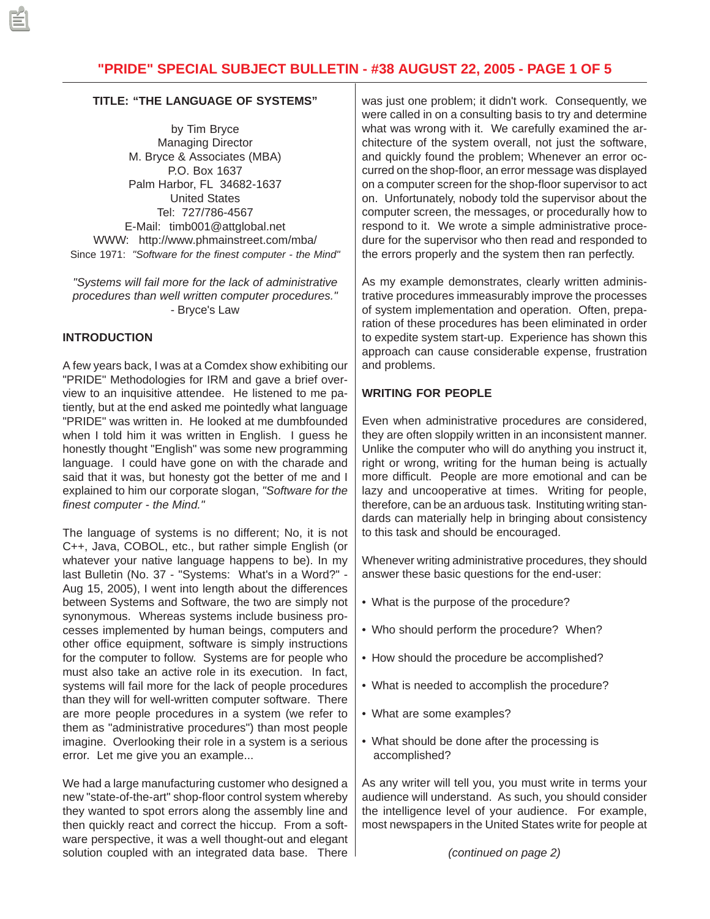## TITLE: "THE LANGUAGE OF SYSTEMS"

by Tim Bryce
Managing Director
M. Bryce & Associates (MBA)
P.O. Box 1637
Palm Harbor, FL 34682-1637
United States
Tel: 727/786-4567
E-Mail: timb001@attglobal.net
WWW: http://www.phmainstreet.com/mba/
Since 1971: *"Software for the finest computer - the Mind"*

*"Systems will fail more for the lack of administrative procedures than well written computer procedures."*
- Bryce's Law

### INTRODUCTION

A few years back, I was at a Comdex show exhibiting our "PRIDE" Methodologies for IRM and gave a brief overview to an inquisitive attendee. He listened to me patiently, but at the end asked me pointedly what language "PRIDE" was written in. He looked at me dumbfounded when I told him it was written in English. I guess he honestly thought "English" was some new programming language. I could have gone on with the charade and said that it was, but honesty got the better of me and I explained to him our corporate slogan, *"Software for the finest computer - the Mind."*

The language of systems is no different; No, it is not C++, Java, COBOL, etc., but rather simple English (or whatever your native language happens to be). In my last Bulletin (No. 37 - "Systems: What's in a Word?" - Aug 15, 2005), I went into length about the differences between Systems and Software, the two are simply not synonymous. Whereas systems include business processes implemented by human beings, computers and other office equipment, software is simply instructions for the computer to follow. Systems are for people who must also take an active role in its execution. In fact, systems will fail more for the lack of people procedures than they will for well-written computer software. There are more people procedures in a system (we refer to them as "administrative procedures") than most people imagine. Overlooking their role in a system is a serious error. Let me give you an example...

We had a large manufacturing customer who designed a new "state-of-the-art" shop-floor control system whereby they wanted to spot errors along the assembly line and then quickly react and correct the hiccup. From a software perspective, it was a well thought-out and elegant solution coupled with an integrated data base. There was just one problem; it didn't work. Consequently, we were called in on a consulting basis to try and determine what was wrong with it. We carefully examined the architecture of the system overall, not just the software, and quickly found the problem; Whenever an error occurred on the shop-floor, an error message was displayed on a computer screen for the shop-floor supervisor to act on. Unfortunately, nobody told the supervisor about the computer screen, the messages, or procedurally how to respond to it. We wrote a simple administrative procedure for the supervisor who then read and responded to the errors properly and the system then ran perfectly.

As my example demonstrates, clearly written administrative procedures immeasurably improve the processes of system implementation and operation. Often, preparation of these procedures has been eliminated in order to expedite system start-up. Experience has shown this approach can cause considerable expense, frustration and problems.

### WRITING FOR PEOPLE

Even when administrative procedures are considered, they are often sloppily written in an inconsistent manner. Unlike the computer who will do anything you instruct it, right or wrong, writing for the human being is actually more difficult. People are more emotional and can be lazy and uncooperative at times. Writing for people, therefore, can be an arduous task. Instituting writing standards can materially help in bringing about consistency to this task and should be encouraged.

Whenever writing administrative procedures, they should answer these basic questions for the end-user:

- What is the purpose of the procedure?
- Who should perform the procedure? When?
- How should the procedure be accomplished?
- What is needed to accomplish the procedure?
- What are some examples?
- What should be done after the processing is accomplished?

As any writer will tell you, you must write in terms your audience will understand. As such, you should consider the intelligence level of your audience. For example, most newspapers in the United States write for people at

*(continued on page 2)*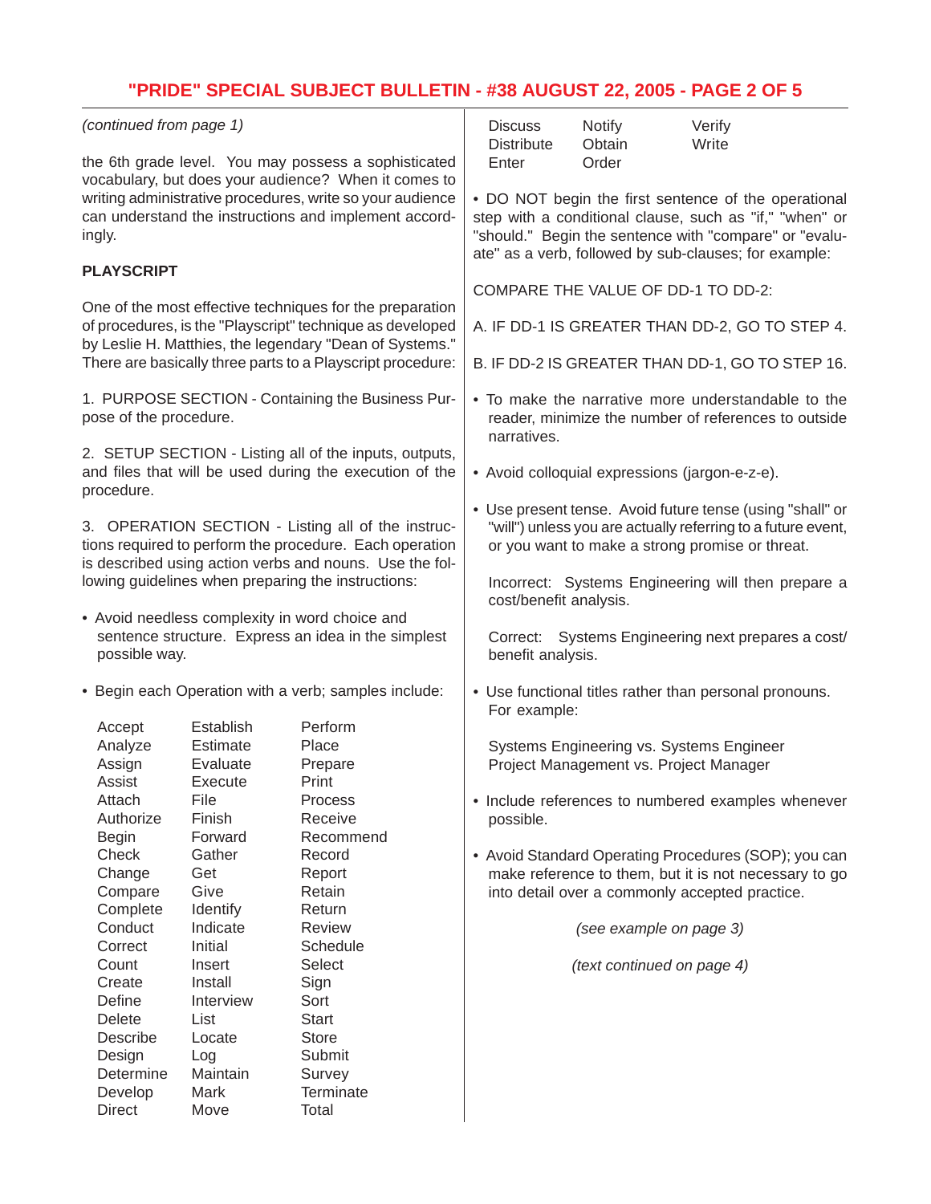*(continued from page 1)*

the 6th grade level. You may possess a sophisticated vocabulary, but does your audience? When it comes to writing administrative procedures, write so your audience can understand the instructions and implement accordingly.

**PLAYSCRIPT**

One of the most effective techniques for the preparation of procedures, is the "Playscript" technique as developed by Leslie H. Matthies, the legendary "Dean of Systems." There are basically three parts to a Playscript procedure:

1. PURPOSE SECTION - Containing the Business Purpose of the procedure.

2. SETUP SECTION - Listing all of the inputs, outputs, and files that will be used during the execution of the procedure.

3. OPERATION SECTION - Listing all of the instructions required to perform the procedure. Each operation is described using action verbs and nouns. Use the following guidelines when preparing the instructions:

- Avoid needless complexity in word choice and sentence structure. Express an idea in the simplest possible way.

- Begin each Operation with a verb; samples include:

| | | |
|---|---|---|
| Accept | Establish | Perform |
| Analyze | Estimate | Place |
| Assign | Evaluate | Prepare |
| Assist | Execute | Print |
| Attach | File | Process |
| Authorize | Finish | Receive |
| Begin | Forward | Recommend |
| Check | Gather | Record |
| Change | Get | Report |
| Compare | Give | Retain |
| Complete | Identify | Return |
| Conduct | Indicate | Review |
| Correct | Initial | Schedule |
| Count | Insert | Select |
| Create | Install | Sign |
| Define | Interview | Sort |
| Delete | List | Start |
| Describe | Locate | Store |
| Design | Log | Submit |
| Determine | Maintain | Survey |
| Develop | Mark | Terminate |
| Direct | Move | Total |
| Discuss | Notify | Verify |
| Distribute | Obtain | Write |
| Enter | Order | |

- DO NOT begin the first sentence of the operational step with a conditional clause, such as "if," "when" or "should." Begin the sentence with "compare" or "evaluate" as a verb, followed by sub-clauses; for example:

  COMPARE THE VALUE OF DD-1 TO DD-2:

  A. IF DD-1 IS GREATER THAN DD-2, GO TO STEP 4.

  B. IF DD-2 IS GREATER THAN DD-1, GO TO STEP 16.

- To make the narrative more understandable to the reader, minimize the number of references to outside narratives.

- Avoid colloquial expressions (jargon-e-z-e).

- Use present tense. Avoid future tense (using "shall" or "will") unless you are actually referring to a future event, or you want to make a strong promise or threat.

  Incorrect: Systems Engineering will then prepare a cost/benefit analysis.

  Correct: Systems Engineering next prepares a cost/benefit analysis.

- Use functional titles rather than personal pronouns. For example:

  Systems Engineering vs. Systems Engineer
  Project Management vs. Project Manager

- Include references to numbered examples whenever possible.

- Avoid Standard Operating Procedures (SOP); you can make reference to them, but it is not necessary to go into detail over a commonly accepted practice.

*(see example on page 3)*

*(text continued on page 4)*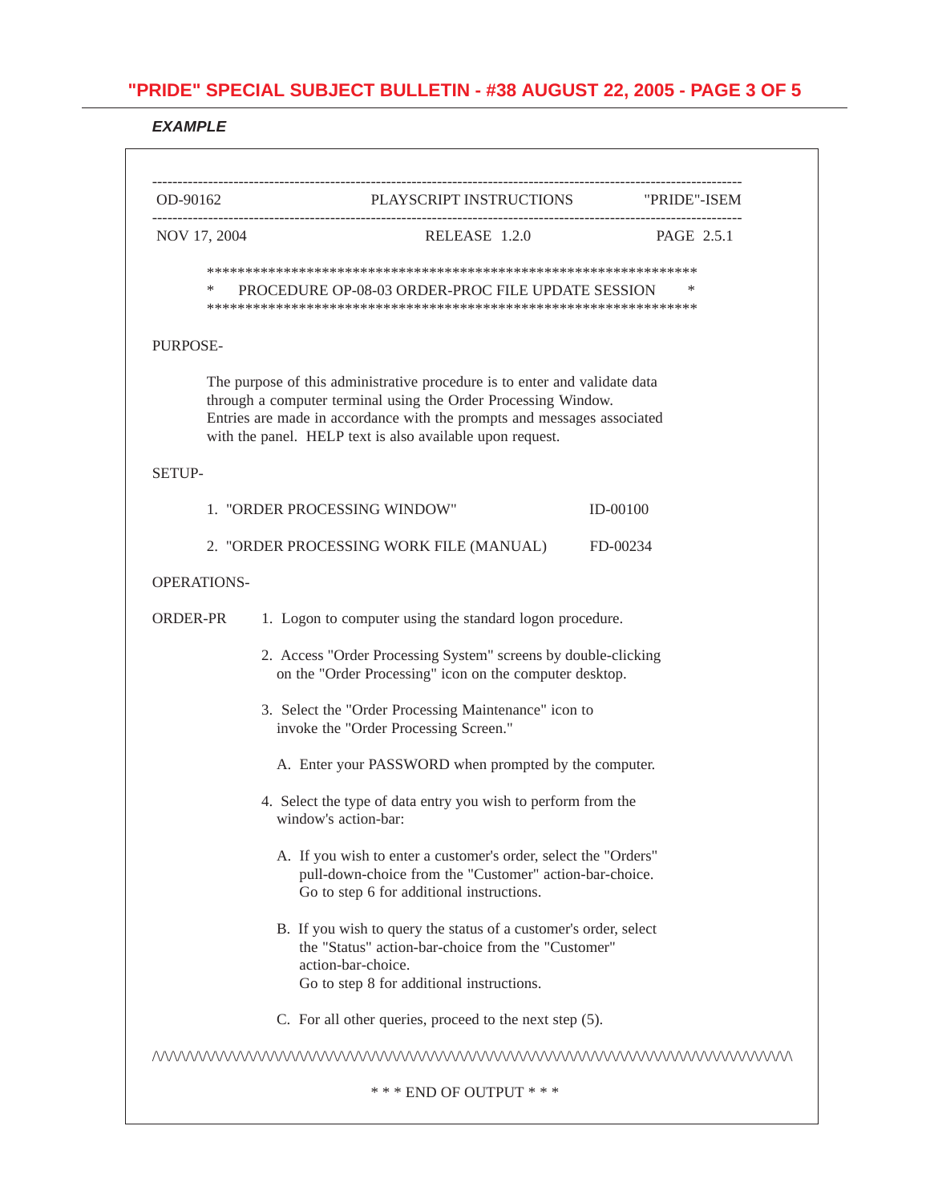***EXAMPLE***

```
---------------------------------------------------------------------------------------
OD-90162                  PLAYSCRIPT INSTRUCTIONS              "PRIDE"-ISEM
---------------------------------------------------------------------------------------
NOV 17, 2004                   RELEASE  1.2.0                  PAGE  2.5.1

          ****************************************************************
          *   PROCEDURE OP-08-03 ORDER-PROC FILE UPDATE SESSION          *
          ****************************************************************

PURPOSE-

          The purpose of this administrative procedure is to enter and validate data
          through a computer terminal using the Order Processing Window.
          Entries are made in accordance with the prompts and messages associated
          with the panel.  HELP text is also available upon request.

SETUP-

          1. "ORDER PROCESSING WINDOW"                         ID-00100

          2. "ORDER PROCESSING WORK FILE (MANUAL)              FD-00234

OPERATIONS-

ORDER-PR     1. Logon to computer using the standard logon procedure.

             2. Access "Order Processing System" screens by double-clicking
                on the "Order Processing" icon on the computer desktop.

             3. Select the "Order Processing Maintenance" icon to
                invoke the "Order Processing Screen."

                A. Enter your PASSWORD when prompted by the computer.

             4. Select the type of data entry you wish to perform from the
                window's action-bar:

                A. If you wish to enter a customer's order, select the "Orders"
                   pull-down-choice from the "Customer" action-bar-choice.
                   Go to step 6 for additional instructions.

                B. If you wish to query the status of a customer's order, select
                   the "Status" action-bar-choice from the "Customer"
                   action-bar-choice.
                   Go to step 8 for additional instructions.

                C. For all other queries, proceed to the next step (5).

/\/\/\/\/\/\/\/\/\/\/\/\/\/\/\/\/\/\/\/\/\/\/\/\/\/\/\/\/\/\/\/\/\/\/\/\/\/\/\/\/\/\/\/\/\

                              * * * END OF OUTPUT * * *
```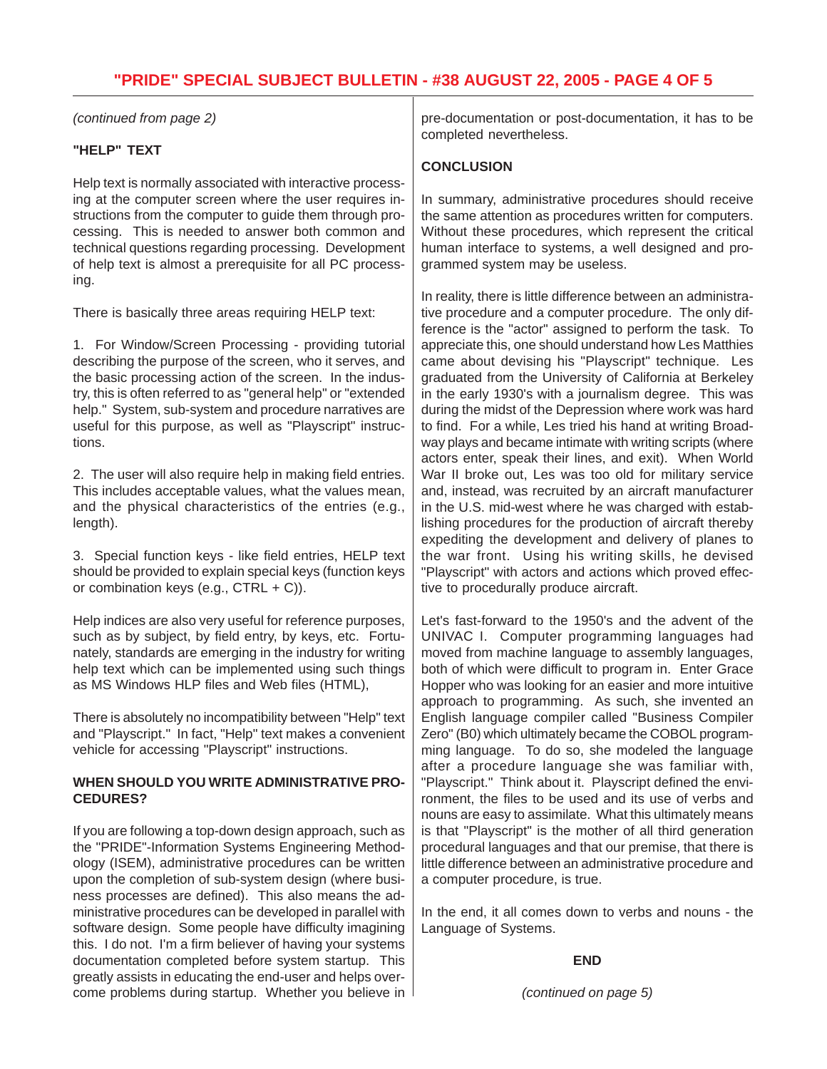*(continued from page 2)*

**"HELP" TEXT**

Help text is normally associated with interactive processing at the computer screen where the user requires instructions from the computer to guide them through processing. This is needed to answer both common and technical questions regarding processing. Development of help text is almost a prerequisite for all PC processing.

There is basically three areas requiring HELP text:

1. For Window/Screen Processing - providing tutorial describing the purpose of the screen, who it serves, and the basic processing action of the screen. In the industry, this is often referred to as "general help" or "extended help." System, sub-system and procedure narratives are useful for this purpose, as well as "Playscript" instructions.

2. The user will also require help in making field entries. This includes acceptable values, what the values mean, and the physical characteristics of the entries (e.g., length).

3. Special function keys - like field entries, HELP text should be provided to explain special keys (function keys or combination keys (e.g., CTRL + C)).

Help indices are also very useful for reference purposes, such as by subject, by field entry, by keys, etc. Fortunately, standards are emerging in the industry for writing help text which can be implemented using such things as MS Windows HLP files and Web files (HTML),

There is absolutely no incompatibility between "Help" text and "Playscript." In fact, "Help" text makes a convenient vehicle for accessing "Playscript" instructions.

**WHEN SHOULD YOU WRITE ADMINISTRATIVE PROCEDURES?**

If you are following a top-down design approach, such as the "PRIDE"-Information Systems Engineering Methodology (ISEM), administrative procedures can be written upon the completion of sub-system design (where business processes are defined). This also means the administrative procedures can be developed in parallel with software design. Some people have difficulty imagining this. I do not. I'm a firm believer of having your systems documentation completed before system startup. This greatly assists in educating the end-user and helps overcome problems during startup. Whether you believe in pre-documentation or post-documentation, it has to be completed nevertheless.

**CONCLUSION**

In summary, administrative procedures should receive the same attention as procedures written for computers. Without these procedures, which represent the critical human interface to systems, a well designed and programmed system may be useless.

In reality, there is little difference between an administrative procedure and a computer procedure. The only difference is the "actor" assigned to perform the task. To appreciate this, one should understand how Les Matthies came about devising his "Playscript" technique. Les graduated from the University of California at Berkeley in the early 1930's with a journalism degree. This was during the midst of the Depression where work was hard to find. For a while, Les tried his hand at writing Broadway plays and became intimate with writing scripts (where actors enter, speak their lines, and exit). When World War II broke out, Les was too old for military service and, instead, was recruited by an aircraft manufacturer in the U.S. mid-west where he was charged with establishing procedures for the production of aircraft thereby expediting the development and delivery of planes to the war front. Using his writing skills, he devised "Playscript" with actors and actions which proved effective to procedurally produce aircraft.

Let's fast-forward to the 1950's and the advent of the UNIVAC I. Computer programming languages had moved from machine language to assembly languages, both of which were difficult to program in. Enter Grace Hopper who was looking for an easier and more intuitive approach to programming. As such, she invented an English language compiler called "Business Compiler Zero" (B0) which ultimately became the COBOL programming language. To do so, she modeled the language after a procedure language she was familiar with, "Playscript." Think about it. Playscript defined the environment, the files to be used and its use of verbs and nouns are easy to assimilate. What this ultimately means is that "Playscript" is the mother of all third generation procedural languages and that our premise, that there is little difference between an administrative procedure and a computer procedure, is true.

In the end, it all comes down to verbs and nouns - the Language of Systems.

**END**

*(continued on page 5)*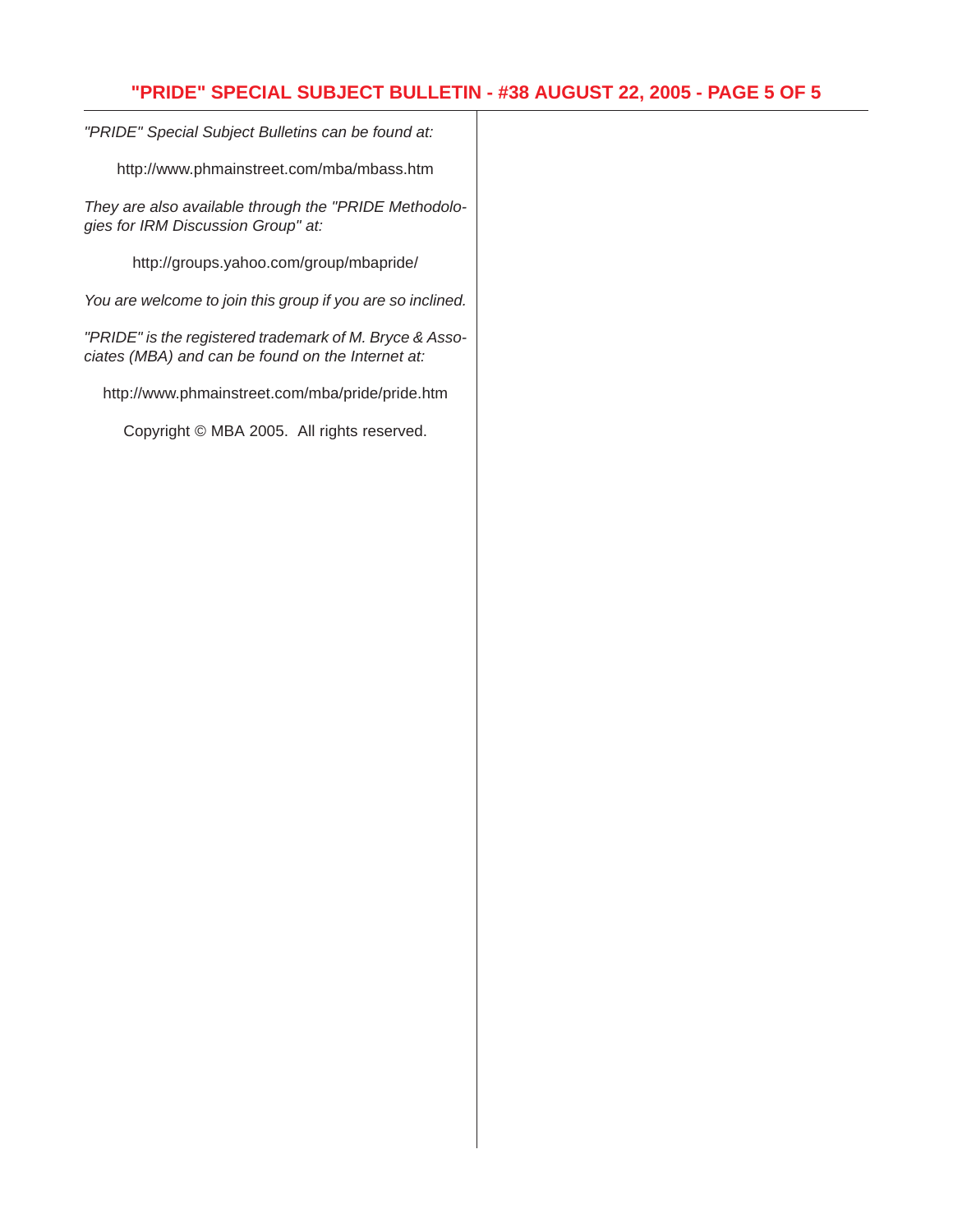*"PRIDE" Special Subject Bulletins can be found at:*

http://www.phmainstreet.com/mba/mbass.htm

*They are also available through the "PRIDE Methodologies for IRM Discussion Group" at:*

http://groups.yahoo.com/group/mbapride/

*You are welcome to join this group if you are so inclined.*

*"PRIDE" is the registered trademark of M. Bryce & Associates (MBA) and can be found on the Internet at:*

http://www.phmainstreet.com/mba/pride/pride.htm

Copyright © MBA 2005. All rights reserved.